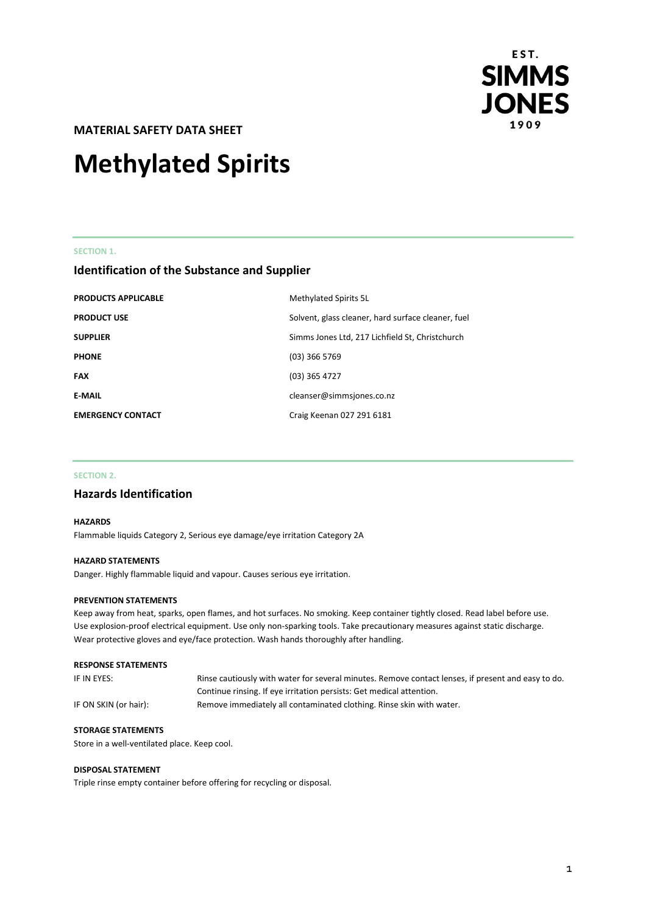EST. SIMMS JONES 1909

**MATERIAL SAFETY DATA SHEET**

# Methylated Spirits

SECTION 1.

## Identification of the Substance and Supplier

| | |
|---|---|
| **PRODUCTS APPLICABLE** | Methylated Spirits 5L |
| **PRODUCT USE** | Solvent, glass cleaner, hard surface cleaner, fuel |
| **SUPPLIER** | Simms Jones Ltd, 217 Lichfield St, Christchurch |
| **PHONE** | (03) 366 5769 |
| **FAX** | (03) 365 4727 |
| **E-MAIL** | cleanser@simmsjones.co.nz |
| **EMERGENCY CONTACT** | Craig Keenan 027 291 6181 |

SECTION 2.

## Hazards Identification

**HAZARDS**

Flammable liquids Category 2, Serious eye damage/eye irritation Category 2A

**HAZARD STATEMENTS**

Danger. Highly flammable liquid and vapour. Causes serious eye irritation.

**PREVENTION STATEMENTS**

Keep away from heat, sparks, open flames, and hot surfaces. No smoking. Keep container tightly closed. Read label before use. Use explosion-proof electrical equipment. Use only non-sparking tools. Take precautionary measures against static discharge. Wear protective gloves and eye/face protection. Wash hands thoroughly after handling.

**RESPONSE STATEMENTS**

| | |
|---|---|
| IF IN EYES: | Rinse cautiously with water for several minutes. Remove contact lenses, if present and easy to do. Continue rinsing. If eye irritation persists: Get medical attention. |
| IF ON SKIN (or hair): | Remove immediately all contaminated clothing. Rinse skin with water. |

**STORAGE STATEMENTS**

Store in a well-ventilated place. Keep cool.

**DISPOSAL STATEMENT**

Triple rinse empty container before offering for recycling or disposal.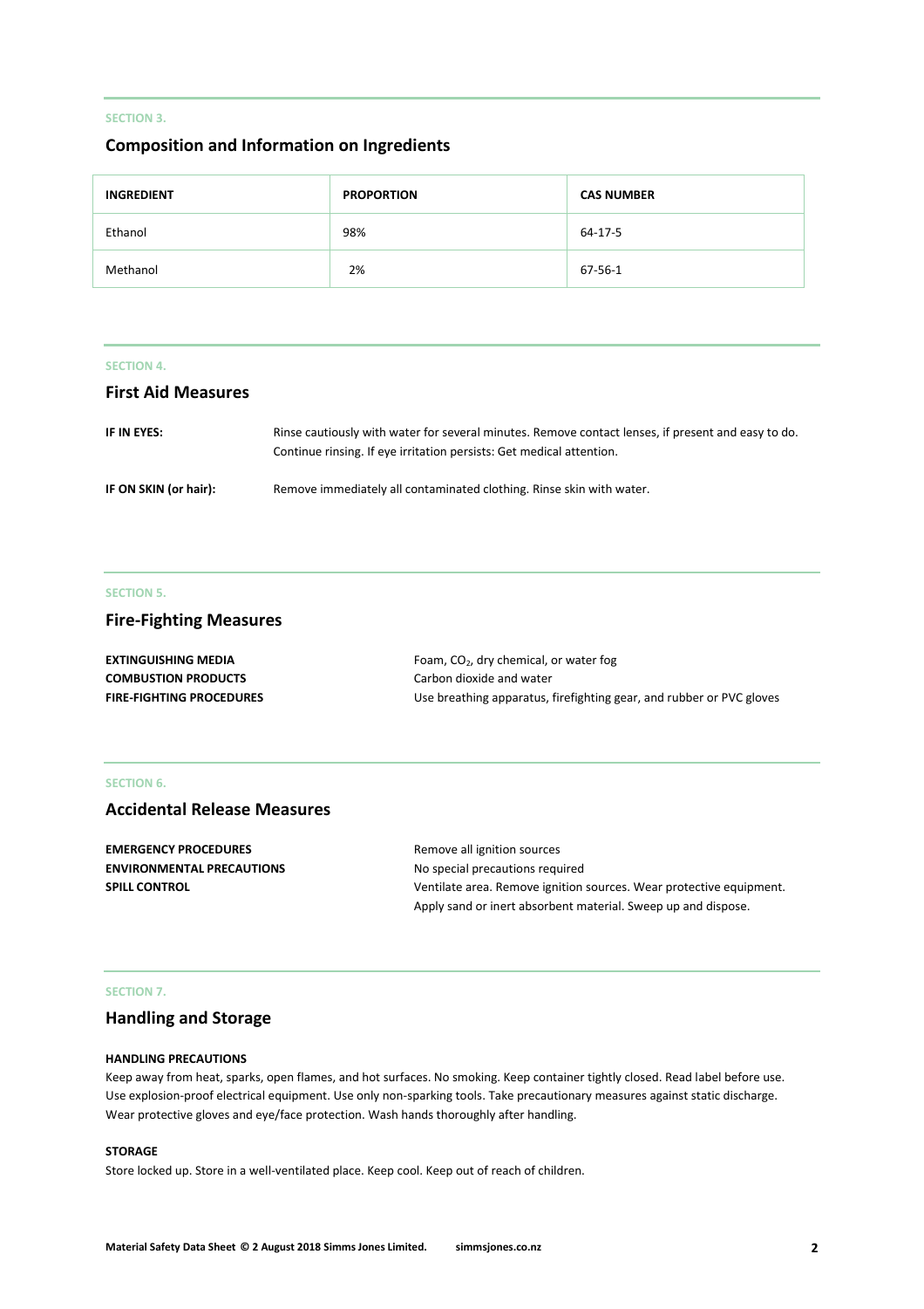SECTION 3.

## Composition and Information on Ingredients

| INGREDIENT | PROPORTION | CAS NUMBER |
|---|---|---|
| Ethanol | 98% | 64-17-5 |
| Methanol | 2% | 67-56-1 |

SECTION 4.

## First Aid Measures

**IF IN EYES:** Rinse cautiously with water for several minutes. Remove contact lenses, if present and easy to do. Continue rinsing. If eye irritation persists: Get medical attention.

**IF ON SKIN (or hair):** Remove immediately all contaminated clothing. Rinse skin with water.

SECTION 5.

## Fire-Fighting Measures

**EXTINGUISHING MEDIA** Foam, $CO_2$, dry chemical, or water fog

**COMBUSTION PRODUCTS** Carbon dioxide and water

**FIRE-FIGHTING PROCEDURES** Use breathing apparatus, firefighting gear, and rubber or PVC gloves

SECTION 6.

## Accidental Release Measures

**EMERGENCY PROCEDURES** Remove all ignition sources

**ENVIRONMENTAL PRECAUTIONS** No special precautions required

**SPILL CONTROL** Ventilate area. Remove ignition sources. Wear protective equipment. Apply sand or inert absorbent material. Sweep up and dispose.

SECTION 7.

## Handling and Storage

**HANDLING PRECAUTIONS**

Keep away from heat, sparks, open flames, and hot surfaces. No smoking. Keep container tightly closed. Read label before use. Use explosion-proof electrical equipment. Use only non-sparking tools. Take precautionary measures against static discharge. Wear protective gloves and eye/face protection. Wash hands thoroughly after handling.

**STORAGE**

Store locked up. Store in a well-ventilated place. Keep cool. Keep out of reach of children.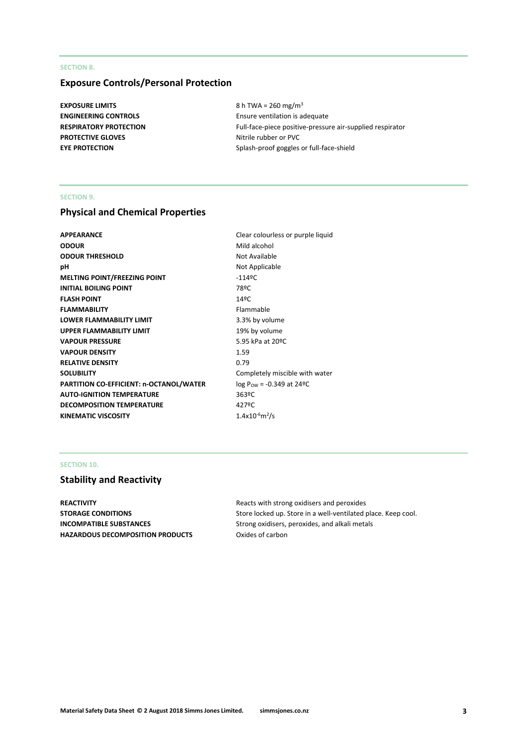SECTION 8.

## Exposure Controls/Personal Protection

| | |
|---|---|
| **EXPOSURE LIMITS** | 8 h TWA = 260 mg/m$^3$ |
| **ENGINEERING CONTROLS** | Ensure ventilation is adequate |
| **RESPIRATORY PROTECTION** | Full-face-piece positive-pressure air-supplied respirator |
| **PROTECTIVE GLOVES** | Nitrile rubber or PVC |
| **EYE PROTECTION** | Splash-proof goggles or full-face-shield |

SECTION 9.

## Physical and Chemical Properties

| | |
|---|---|
| **APPEARANCE** | Clear colourless or purple liquid |
| **ODOUR** | Mild alcohol |
| **ODOUR THRESHOLD** | Not Available |
| **pH** | Not Applicable |
| **MELTING POINT/FREEZING POINT** | -114ºC |
| **INITIAL BOILING POINT** | 78ºC |
| **FLASH POINT** | 14ºC |
| **FLAMMABILITY** | Flammable |
| **LOWER FLAMMABILITY LIMIT** | 3.3% by volume |
| **UPPER FLAMMABILITY LIMIT** | 19% by volume |
| **VAPOUR PRESSURE** | 5.95 kPa at 20ºC |
| **VAPOUR DENSITY** | 1.59 |
| **RELATIVE DENSITY** | 0.79 |
| **SOLUBILITY** | Completely miscible with water |
| **PARTITION CO-EFFICIENT: n-OCTANOL/WATER** | log $P_{OW}$ = -0.349 at 24ºC |
| **AUTO-IGNITION TEMPERATURE** | 363ºC |
| **DECOMPOSITION TEMPERATURE** | 427ºC |
| **KINEMATIC VISCOSITY** | $1.4 \times 10^{-6} m^2/s$ |

SECTION 10.

## Stability and Reactivity

| | |
|---|---|
| **REACTIVITY** | Reacts with strong oxidisers and peroxides |
| **STORAGE CONDITIONS** | Store locked up. Store in a well-ventilated place. Keep cool. |
| **INCOMPATIBLE SUBSTANCES** | Strong oxidisers, peroxides, and alkali metals |
| **HAZARDOUS DECOMPOSITION PRODUCTS** | Oxides of carbon |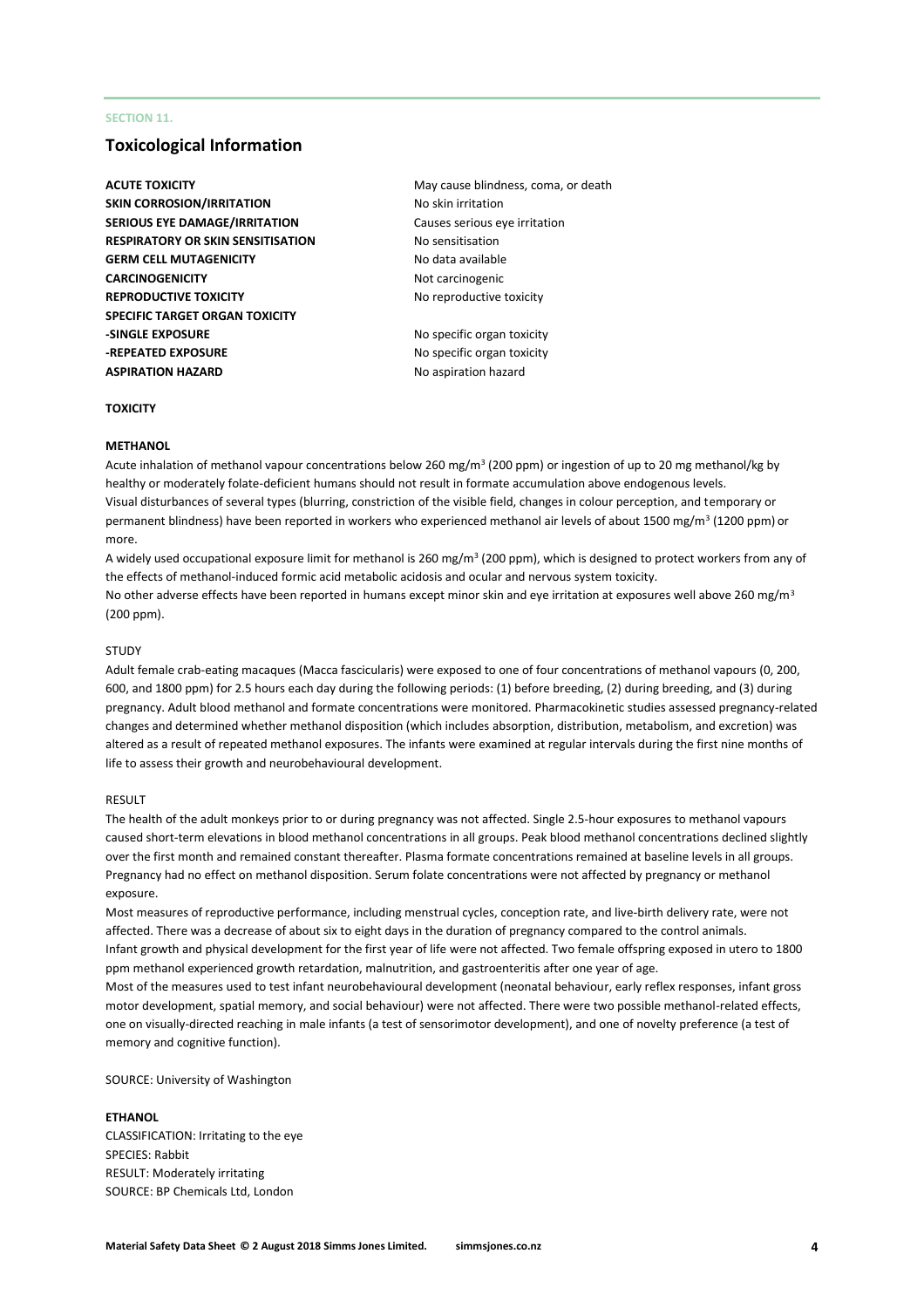SECTION 11.

## Toxicological Information

| | |
|---|---|
| **ACUTE TOXICITY** | May cause blindness, coma, or death |
| **SKIN CORROSION/IRRITATION** | No skin irritation |
| **SERIOUS EYE DAMAGE/IRRITATION** | Causes serious eye irritation |
| **RESPIRATORY OR SKIN SENSITISATION** | No sensitisation |
| **GERM CELL MUTAGENICITY** | No data available |
| **CARCINOGENICITY** | Not carcinogenic |
| **REPRODUCTIVE TOXICITY** | No reproductive toxicity |
| **SPECIFIC TARGET ORGAN TOXICITY** | |
| **-SINGLE EXPOSURE** | No specific organ toxicity |
| **-REPEATED EXPOSURE** | No specific organ toxicity |
| **ASPIRATION HAZARD** | No aspiration hazard |

**TOXICITY**

**METHANOL**

Acute inhalation of methanol vapour concentrations below 260 mg/m$^3$ (200 ppm) or ingestion of up to 20 mg methanol/kg by healthy or moderately folate-deficient humans should not result in formate accumulation above endogenous levels.
Visual disturbances of several types (blurring, constriction of the visible field, changes in colour perception, and temporary or permanent blindness) have been reported in workers who experienced methanol air levels of about 1500 mg/m$^3$ (1200 ppm) or more.
A widely used occupational exposure limit for methanol is 260 mg/m$^3$ (200 ppm), which is designed to protect workers from any of the effects of methanol-induced formic acid metabolic acidosis and ocular and nervous system toxicity.
No other adverse effects have been reported in humans except minor skin and eye irritation at exposures well above 260 mg/m$^3$ (200 ppm).

STUDY

Adult female crab-eating macaques (Macca fascicularis) were exposed to one of four concentrations of methanol vapours (0, 200, 600, and 1800 ppm) for 2.5 hours each day during the following periods: (1) before breeding, (2) during breeding, and (3) during pregnancy. Adult blood methanol and formate concentrations were monitored. Pharmacokinetic studies assessed pregnancy-related changes and determined whether methanol disposition (which includes absorption, distribution, metabolism, and excretion) was altered as a result of repeated methanol exposures. The infants were examined at regular intervals during the first nine months of life to assess their growth and neurobehavioural development.

RESULT

The health of the adult monkeys prior to or during pregnancy was not affected. Single 2.5-hour exposures to methanol vapours caused short-term elevations in blood methanol concentrations in all groups. Peak blood methanol concentrations declined slightly over the first month and remained constant thereafter. Plasma formate concentrations remained at baseline levels in all groups. Pregnancy had no effect on methanol disposition. Serum folate concentrations were not affected by pregnancy or methanol exposure.
Most measures of reproductive performance, including menstrual cycles, conception rate, and live-birth delivery rate, were not affected. There was a decrease of about six to eight days in the duration of pregnancy compared to the control animals.
Infant growth and physical development for the first year of life were not affected. Two female offspring exposed in utero to 1800 ppm methanol experienced growth retardation, malnutrition, and gastroenteritis after one year of age.
Most of the measures used to test infant neurobehavioural development (neonatal behaviour, early reflex responses, infant gross motor development, spatial memory, and social behaviour) were not affected. There were two possible methanol-related effects, one on visually-directed reaching in male infants (a test of sensorimotor development), and one of novelty preference (a test of memory and cognitive function).

SOURCE: University of Washington

**ETHANOL**

CLASSIFICATION: Irritating to the eye
SPECIES: Rabbit
RESULT: Moderately irritating
SOURCE: BP Chemicals Ltd, London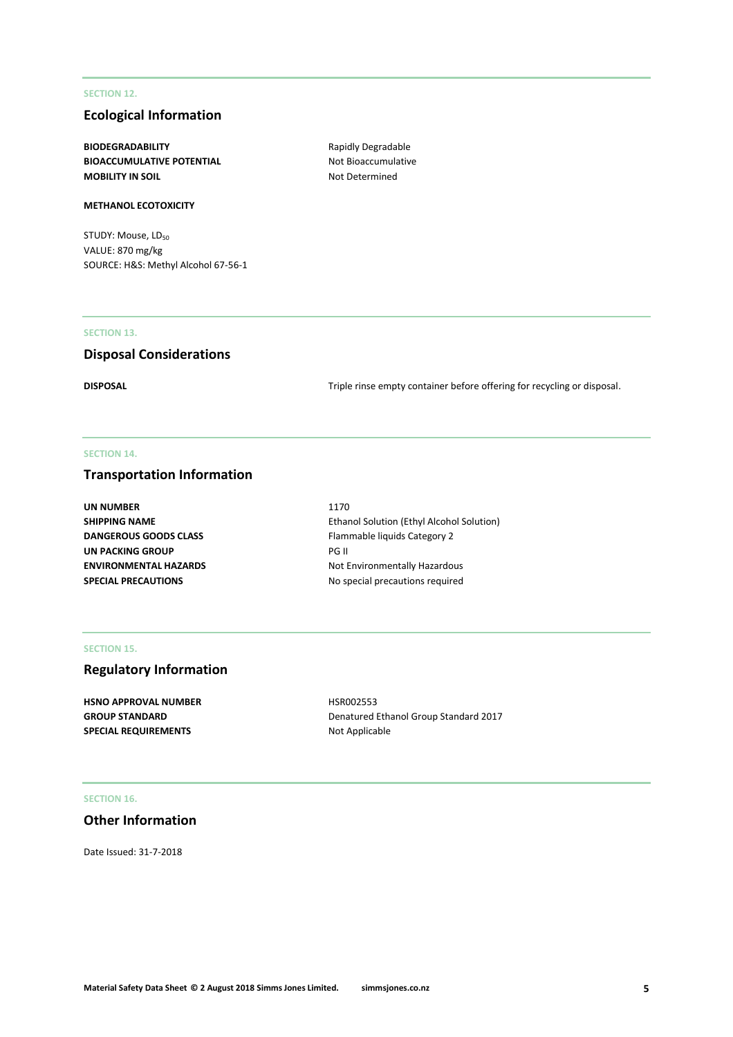SECTION 12.

## Ecological Information

| | |
|---|---|
| **BIODEGRADABILITY** | Rapidly Degradable |
| **BIOACCUMULATIVE POTENTIAL** | Not Bioaccumulative |
| **MOBILITY IN SOIL** | Not Determined |

**METHANOL ECOTOXICITY**

STUDY: Mouse, $LD_{50}$
VALUE: 870 mg/kg
SOURCE: H&S: Methyl Alcohol 67-56-1

SECTION 13.

## Disposal Considerations

| | |
|---|---|
| **DISPOSAL** | Triple rinse empty container before offering for recycling or disposal. |

SECTION 14.

## Transportation Information

| | |
|---|---|
| **UN NUMBER** | 1170 |
| **SHIPPING NAME** | Ethanol Solution (Ethyl Alcohol Solution) |
| **DANGEROUS GOODS CLASS** | Flammable liquids Category 2 |
| **UN PACKING GROUP** | PG II |
| **ENVIRONMENTAL HAZARDS** | Not Environmentally Hazardous |
| **SPECIAL PRECAUTIONS** | No special precautions required |

SECTION 15.

## Regulatory Information

| | |
|---|---|
| **HSNO APPROVAL NUMBER** | HSR002553 |
| **GROUP STANDARD** | Denatured Ethanol Group Standard 2017 |
| **SPECIAL REQUIREMENTS** | Not Applicable |

SECTION 16.

## Other Information

Date Issued: 31-7-2018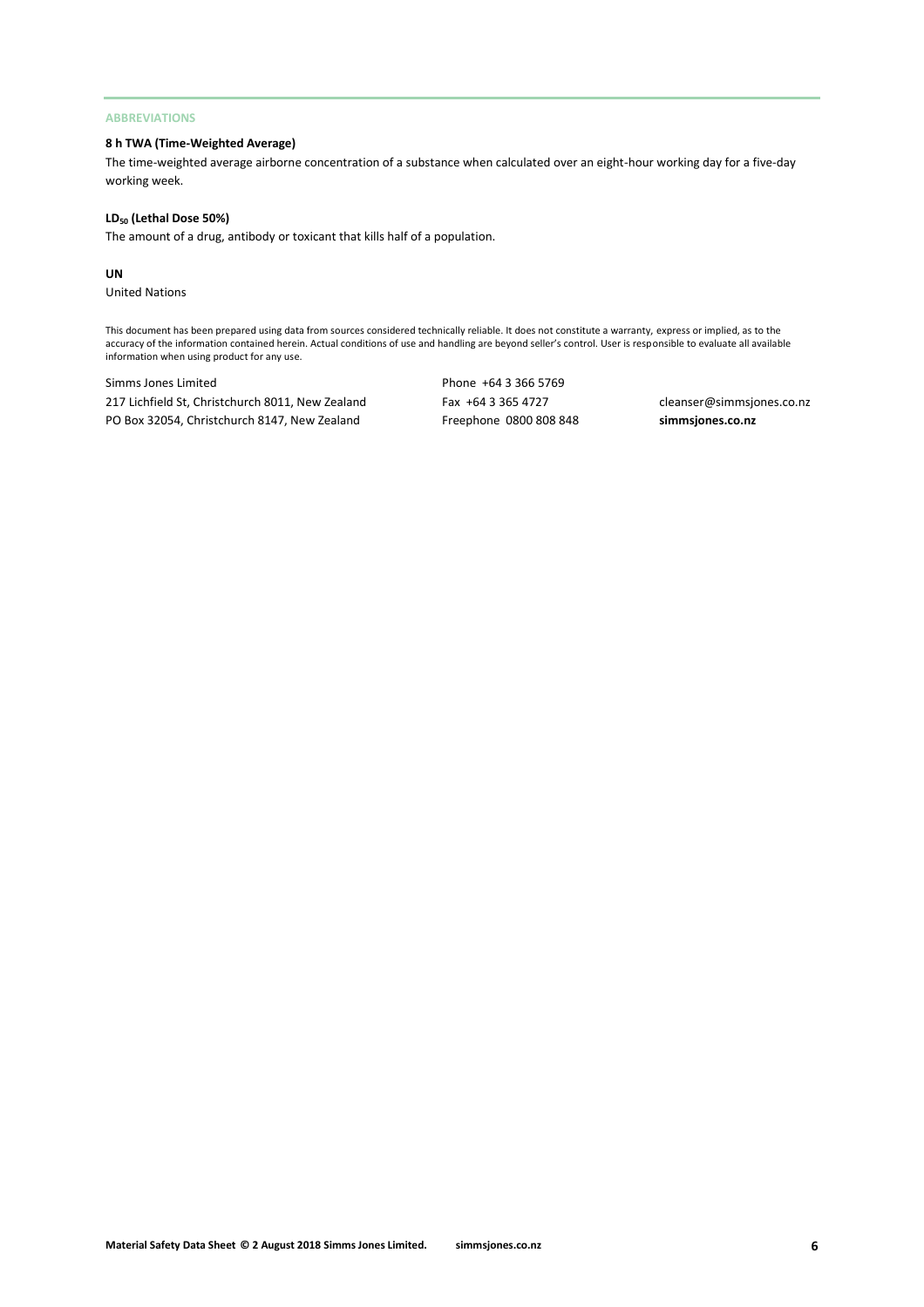## ABBREVIATIONS

**8 h TWA (Time-Weighted Average)**

The time-weighted average airborne concentration of a substance when calculated over an eight-hour working day for a five-day working week.

**$LD_{50}$ (Lethal Dose 50%)**

The amount of a drug, antibody or toxicant that kills half of a population.

**UN**

United Nations

This document has been prepared using data from sources considered technically reliable. It does not constitute a warranty, express or implied, as to the accuracy of the information contained herein. Actual conditions of use and handling are beyond seller's control. User is responsible to evaluate all available information when using product for any use.

Simms Jones Limited
217 Lichfield St, Christchurch 8011, New Zealand
PO Box 32054, Christchurch 8147, New Zealand

Phone +64 3 366 5769
Fax +64 3 365 4727
Freephone 0800 808 848

cleanser@simmsjones.co.nz
**simmsjones.co.nz**